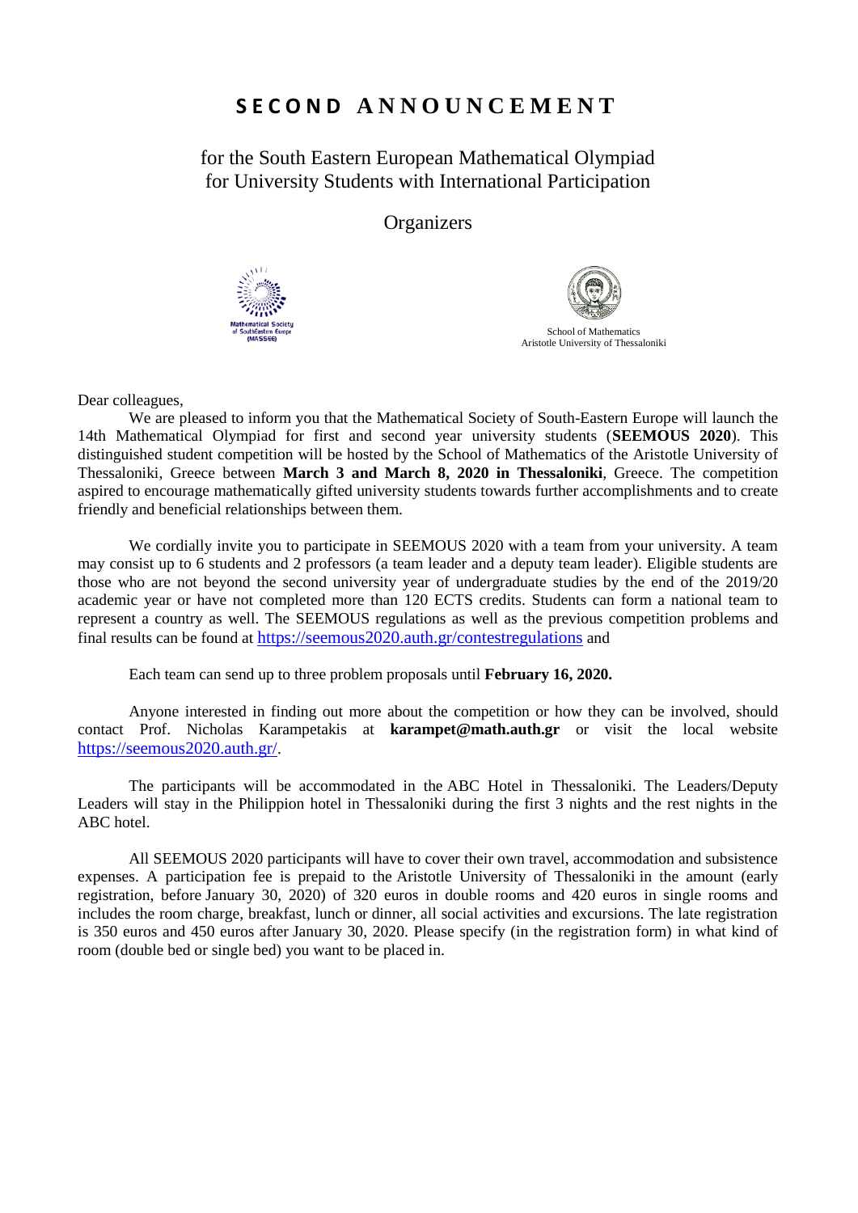# SECOND ANNOUNCEMENT

for the South Eastern European Mathematical Olympiad for University Students with International Participation

Organizers

Mathematical Society of SouthEastern Europe (MASSEE)

School of Mathematics
Aristotle University of Thessaloniki

Dear colleagues,

We are pleased to inform you that the Mathematical Society of South-Eastern Europe will launch the 14th Mathematical Olympiad for first and second year university students (**SEEMOUS 2020**). This distinguished student competition will be hosted by the School of Mathematics of the Aristotle University of Thessaloniki, Greece between **March 3 and March 8, 2020 in Thessaloniki**, Greece. The competition aspired to encourage mathematically gifted university students towards further accomplishments and to create friendly and beneficial relationships between them.

We cordially invite you to participate in SEEMOUS 2020 with a team from your university. A team may consist up to 6 students and 2 professors (a team leader and a deputy team leader). Eligible students are those who are not beyond the second university year of undergraduate studies by the end of the 2019/20 academic year or have not completed more than 120 ECTS credits. Students can form a national team to represent a country as well. The SEEMOUS regulations as well as the previous competition problems and final results can be found at https://seemous2020.auth.gr/contestregulations and

Each team can send up to three problem proposals until **February 16, 2020.**

Anyone interested in finding out more about the competition or how they can be involved, should contact Prof. Nicholas Karampetakis at **karampet@math.auth.gr** or visit the local website https://seemous2020.auth.gr/.

The participants will be accommodated in the ABC Hotel in Thessaloniki. The Leaders/Deputy Leaders will stay in the Philippion hotel in Thessaloniki during the first 3 nights and the rest nights in the ABC hotel.

All SEEMOUS 2020 participants will have to cover their own travel, accommodation and subsistence expenses. A participation fee is prepaid to the Aristotle University of Thessaloniki in the amount (early registration, before January 30, 2020) of 320 euros in double rooms and 420 euros in single rooms and includes the room charge, breakfast, lunch or dinner, all social activities and excursions. The late registration is 350 euros and 450 euros after January 30, 2020. Please specify (in the registration form) in what kind of room (double bed or single bed) you want to be placed in.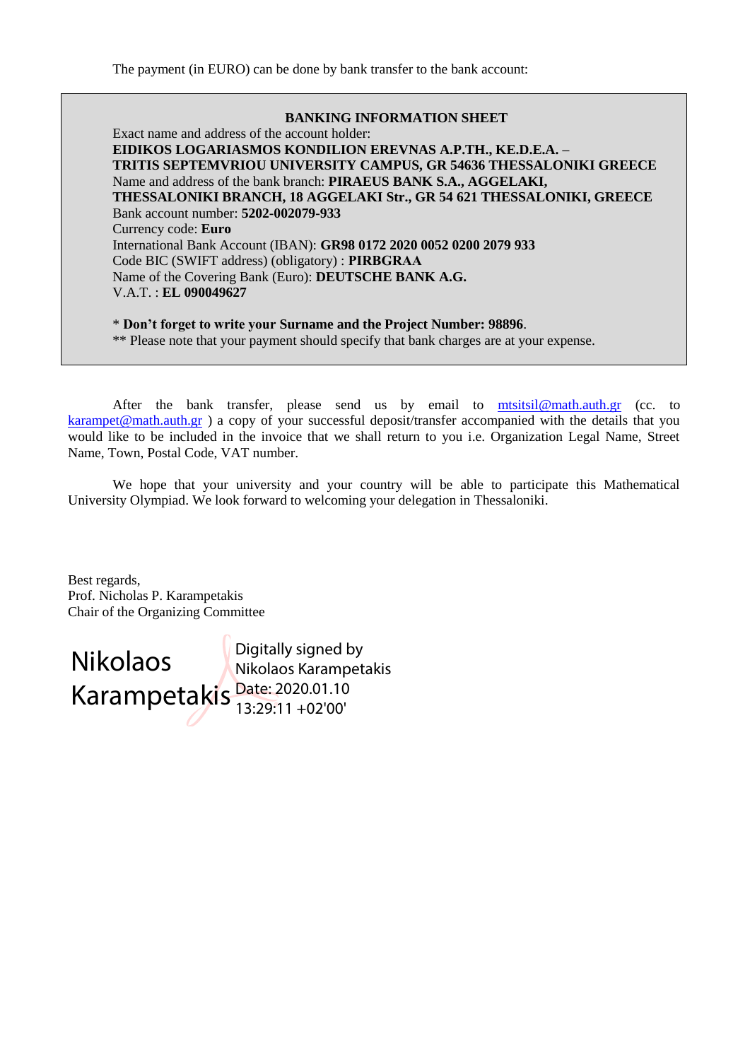The payment (in EURO) can be done by bank transfer to the bank account:

**BANKING INFORMATION SHEET**

Exact name and address of the account holder:
**EIDIKOS LOGARIASMOS KONDILION EREVNAS A.P.TH., KE.D.E.A. – TRITIS SEPTEMVRIOU UNIVERSITY CAMPUS, GR 54636 THESSALONIKI GREECE**
Name and address of the bank branch: **PIRAEUS BANK S.A., AGGELAKI, THESSALONIKI BRANCH, 18 AGGELAKI Str., GR 54 621 THESSALONIKI, GREECE**
Bank account number: **5202-002079-933**
Currency code: **Euro**
International Bank Account (IBAN): **GR98 0172 2020 0052 0200 2079 933**
Code BIC (SWIFT address) (obligatory) : **PIRBGRAA**
Name of the Covering Bank (Euro): **DEUTSCHE BANK A.G.**
V.A.T. : **EL 090049627**

\* **Don't forget to write your Surname and the Project Number: 98896**.
\*\* Please note that your payment should specify that bank charges are at your expense.

After the bank transfer, please send us by email to mtsitsil@math.auth.gr (cc. to karampet@math.auth.gr ) a copy of your successful deposit/transfer accompanied with the details that you would like to be included in the invoice that we shall return to you i.e. Organization Legal Name, Street Name, Town, Postal Code, VAT number.

We hope that your university and your country will be able to participate this Mathematical University Olympiad. We look forward to welcoming your delegation in Thessaloniki.

Best regards,
Prof. Nicholas P. Karampetakis
Chair of the Organizing Committee

Nikolaos Karampetakis

Digitally signed by Nikolaos Karampetakis
Date: 2020.01.10 13:29:11 +02'00'